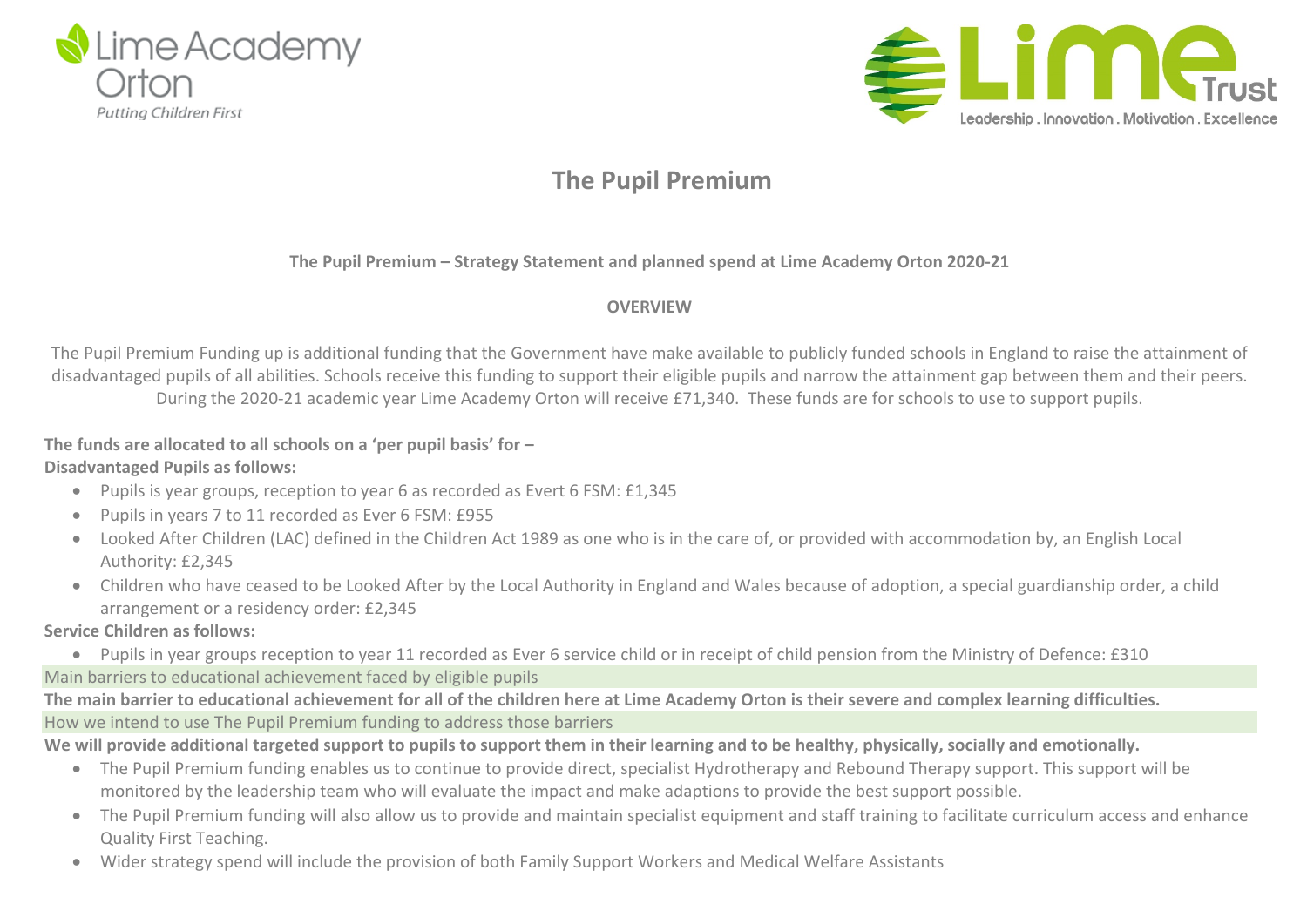Lime Academy Orton

*Putting Children First*

Lime Trust

Leadership . Innovation . Motivation . Excellence

# The Pupil Premium

**The Pupil Premium – Strategy Statement and planned spend at Lime Academy Orton 2020-21**

**OVERVIEW**

The Pupil Premium Funding up is additional funding that the Government have make available to publicly funded schools in England to raise the attainment of disadvantaged pupils of all abilities. Schools receive this funding to support their eligible pupils and narrow the attainment gap between them and their peers. During the 2020-21 academic year Lime Academy Orton will receive £71,340. These funds are for schools to use to support pupils.

**The funds are allocated to all schools on a 'per pupil basis' for –**
**Disadvantaged Pupils as follows:**

- Pupils is year groups, reception to year 6 as recorded as Evert 6 FSM: £1,345
- Pupils in years 7 to 11 recorded as Ever 6 FSM: £955
- Looked After Children (LAC) defined in the Children Act 1989 as one who is in the care of, or provided with accommodation by, an English Local Authority: £2,345
- Children who have ceased to be Looked After by the Local Authority in England and Wales because of adoption, a special guardianship order, a child arrangement or a residency order: £2,345

**Service Children as follows:**

- Pupils in year groups reception to year 11 recorded as Ever 6 service child or in receipt of child pension from the Ministry of Defence: £310

Main barriers to educational achievement faced by eligible pupils

**The main barrier to educational achievement for all of the children here at Lime Academy Orton is their severe and complex learning difficulties.**

How we intend to use The Pupil Premium funding to address those barriers

**We will provide additional targeted support to pupils to support them in their learning and to be healthy, physically, socially and emotionally.**

- The Pupil Premium funding enables us to continue to provide direct, specialist Hydrotherapy and Rebound Therapy support. This support will be monitored by the leadership team who will evaluate the impact and make adaptions to provide the best support possible.
- The Pupil Premium funding will also allow us to provide and maintain specialist equipment and staff training to facilitate curriculum access and enhance Quality First Teaching.
- Wider strategy spend will include the provision of both Family Support Workers and Medical Welfare Assistants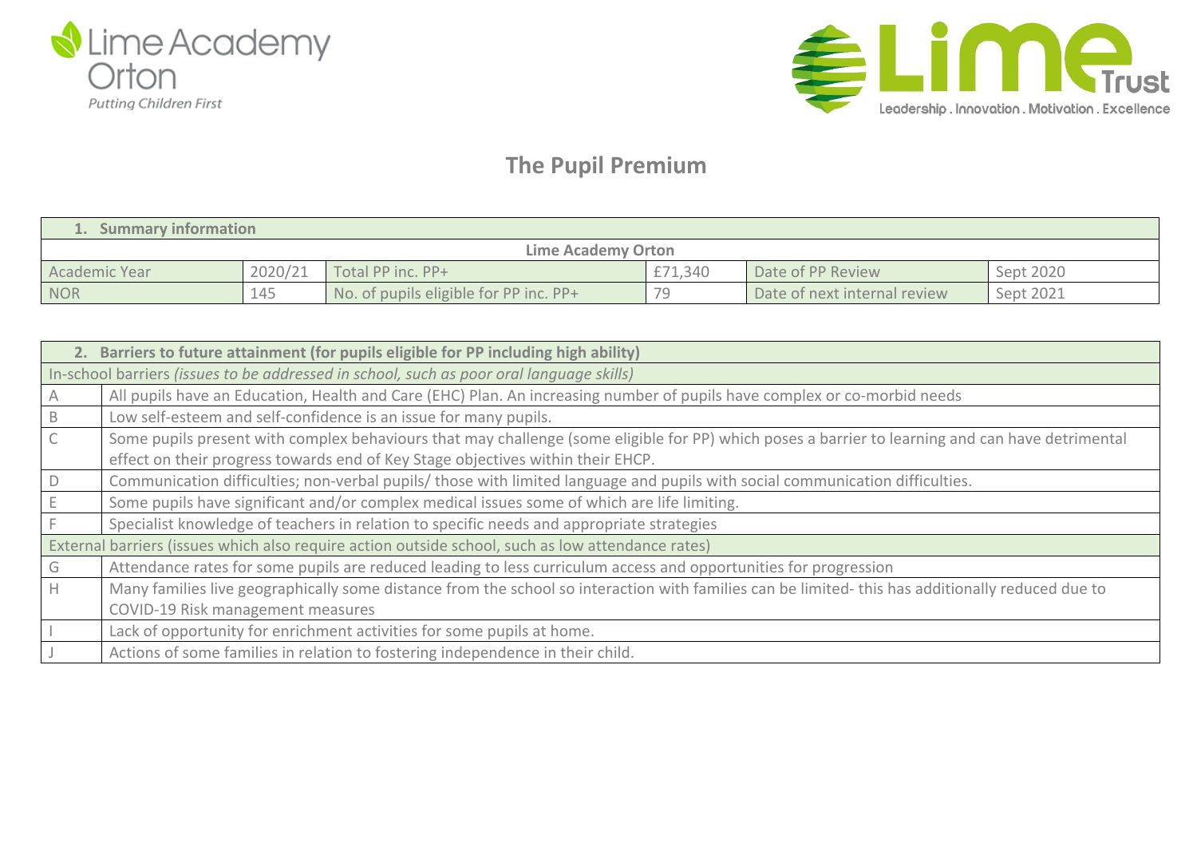Lime Academy Orton

*Putting Children First*

Lime Trust

Leadership . Innovation . Motivation . Excellence

# The Pupil Premium

| **1. Summary information** | | | | | |
|---|---|---|---|---|---|
| **Lime Academy Orton** | | | | | |
| Academic Year | 2020/21 | Total PP inc. PP+ | £71,340 | Date of PP Review | Sept 2020 |
| NOR | 145 | No. of pupils eligible for PP inc. PP+ | 79 | Date of next internal review | Sept 2021 |

| **2. Barriers to future attainment (for pupils eligible for PP including high ability)** | |
|---|---|
| In-school barriers *(issues to be addressed in school, such as poor oral language skills)* | |
| A | All pupils have an Education, Health and Care (EHC) Plan. An increasing number of pupils have complex or co-morbid needs |
| B | Low self-esteem and self-confidence is an issue for many pupils. |
| C | Some pupils present with complex behaviours that may challenge (some eligible for PP) which poses a barrier to learning and can have detrimental effect on their progress towards end of Key Stage objectives within their EHCP. |
| D | Communication difficulties; non-verbal pupils/ those with limited language and pupils with social communication difficulties. |
| E | Some pupils have significant and/or complex medical issues some of which are life limiting. |
| F | Specialist knowledge of teachers in relation to specific needs and appropriate strategies |
| External barriers (issues which also require action outside school, such as low attendance rates) | |
| G | Attendance rates for some pupils are reduced leading to less curriculum access and opportunities for progression |
| H | Many families live geographically some distance from the school so interaction with families can be limited- this has additionally reduced due to COVID-19 Risk management measures |
| I | Lack of opportunity for enrichment activities for some pupils at home. |
| J | Actions of some families in relation to fostering independence in their child. |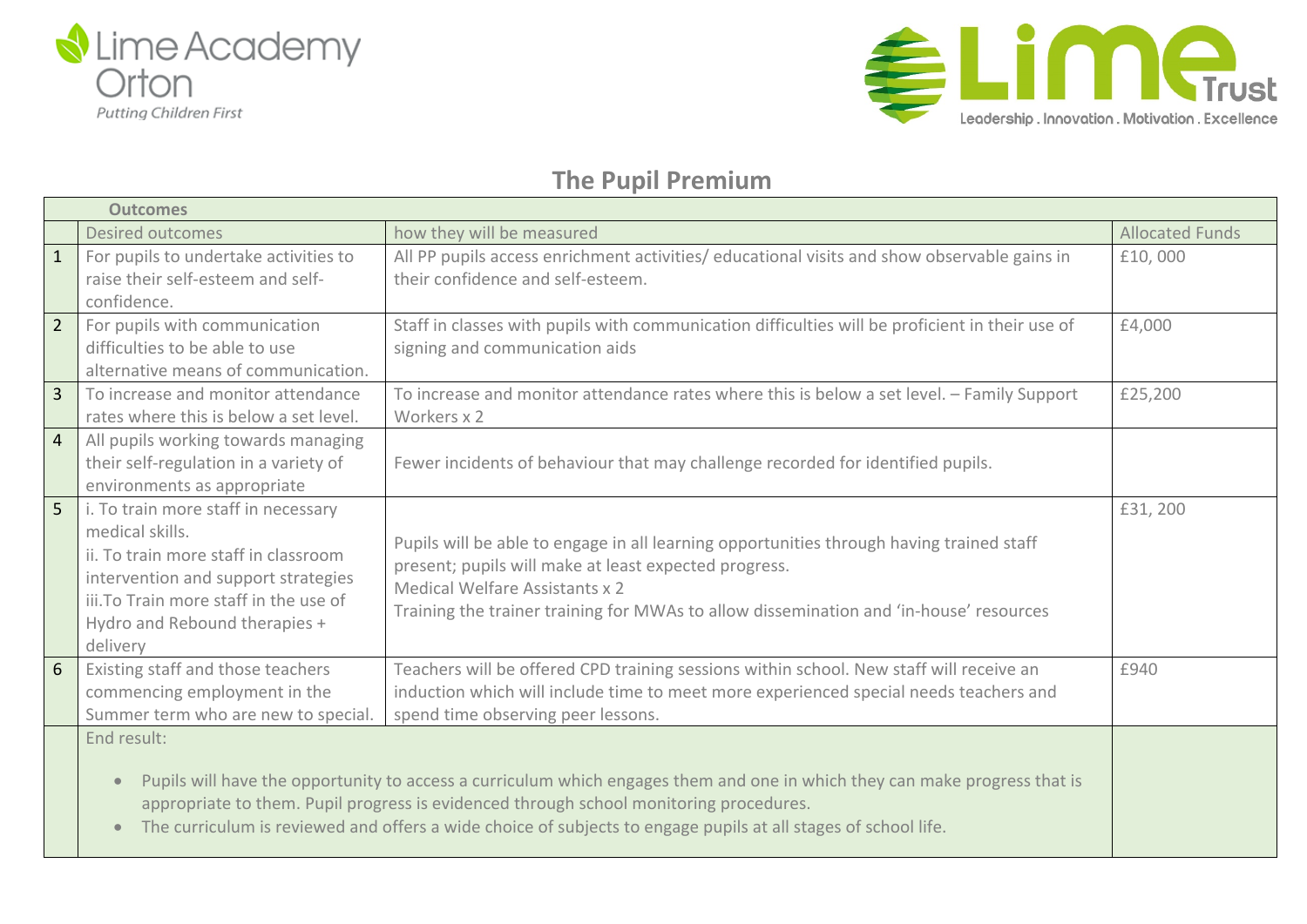Lime Academy Orton

*Putting Children First*

Lime Trust

Leadership . Innovation . Motivation . Excellence

## The Pupil Premium

| | **Outcomes** | | |
|---|---|---|---|
| | Desired outcomes | how they will be measured | Allocated Funds |
| 1 | For pupils to undertake activities to raise their self-esteem and self-confidence. | All PP pupils access enrichment activities/ educational visits and show observable gains in their confidence and self-esteem. | £10, 000 |
| 2 | For pupils with communication difficulties to be able to use alternative means of communication. | Staff in classes with pupils with communication difficulties will be proficient in their use of signing and communication aids | £4,000 |
| 3 | To increase and monitor attendance rates where this is below a set level. | To increase and monitor attendance rates where this is below a set level. – Family Support Workers x 2 | £25,200 |
| 4 | All pupils working towards managing their self-regulation in a variety of environments as appropriate | Fewer incidents of behaviour that may challenge recorded for identified pupils. | |
| 5 | i. To train more staff in necessary medical skills.<br>ii. To train more staff in classroom intervention and support strategies<br>iii.To Train more staff in the use of Hydro and Rebound therapies + delivery | Pupils will be able to engage in all learning opportunities through having trained staff present; pupils will make at least expected progress.<br>Medical Welfare Assistants x 2<br>Training the trainer training for MWAs to allow dissemination and 'in-house' resources | £31, 200 |
| 6 | Existing staff and those teachers commencing employment in the Summer term who are new to special. | Teachers will be offered CPD training sessions within school. New staff will receive an induction which will include time to meet more experienced special needs teachers and spend time observing peer lessons. | £940 |
| | End result:<br>• Pupils will have the opportunity to access a curriculum which engages them and one in which they can make progress that is appropriate to them. Pupil progress is evidenced through school monitoring procedures.<br>• The curriculum is reviewed and offers a wide choice of subjects to engage pupils at all stages of school life. | | |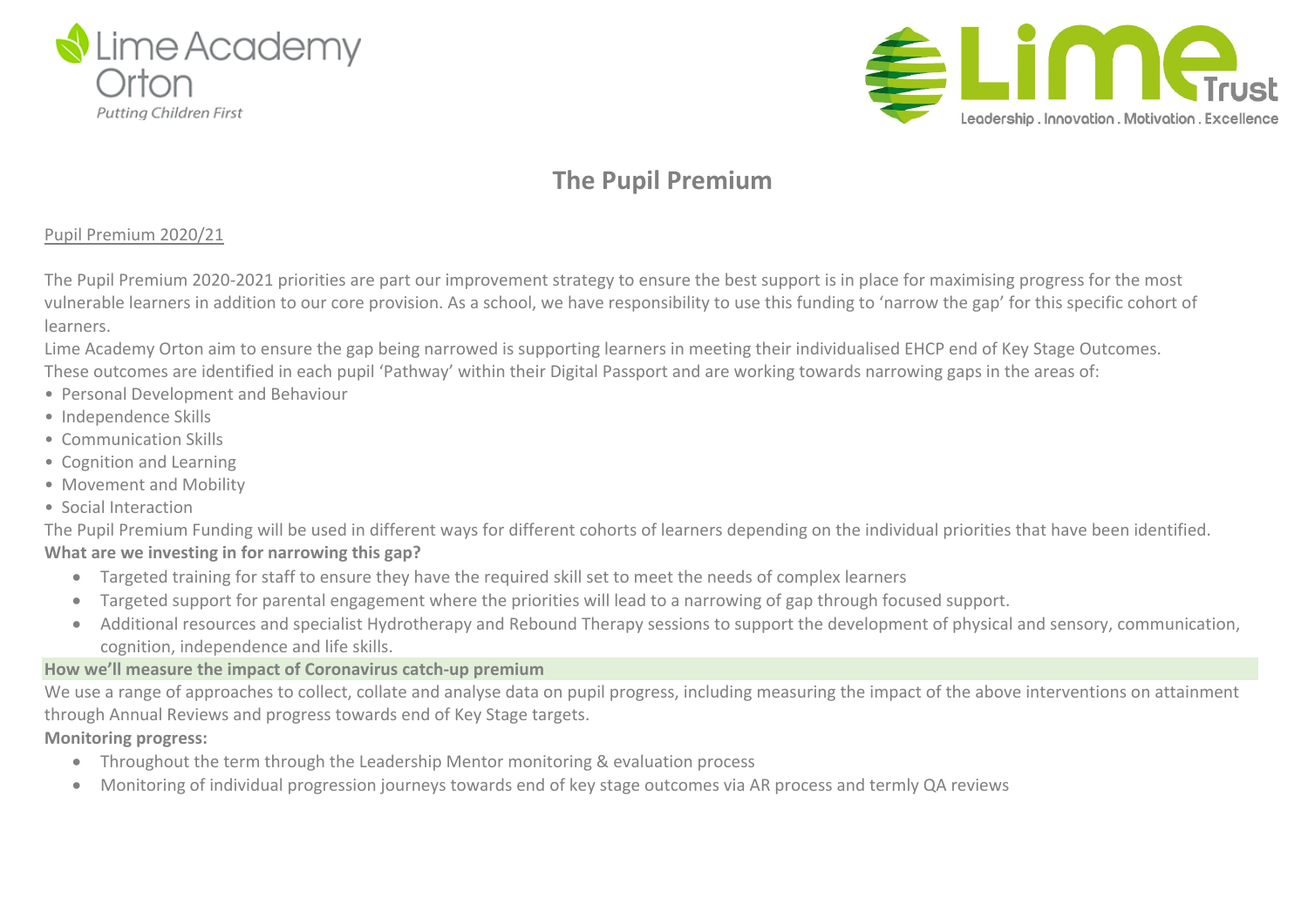# The Pupil Premium

Pupil Premium 2020/21

The Pupil Premium 2020-2021 priorities are part our improvement strategy to ensure the best support is in place for maximising progress for the most vulnerable learners in addition to our core provision. As a school, we have responsibility to use this funding to 'narrow the gap' for this specific cohort of learners.

Lime Academy Orton aim to ensure the gap being narrowed is supporting learners in meeting their individualised EHCP end of Key Stage Outcomes.

These outcomes are identified in each pupil 'Pathway' within their Digital Passport and are working towards narrowing gaps in the areas of:

- Personal Development and Behaviour
- Independence Skills
- Communication Skills
- Cognition and Learning
- Movement and Mobility
- Social Interaction

The Pupil Premium Funding will be used in different ways for different cohorts of learners depending on the individual priorities that have been identified.

**What are we investing in for narrowing this gap?**

- Targeted training for staff to ensure they have the required skill set to meet the needs of complex learners
- Targeted support for parental engagement where the priorities will lead to a narrowing of gap through focused support.
- Additional resources and specialist Hydrotherapy and Rebound Therapy sessions to support the development of physical and sensory, communication, cognition, independence and life skills.

**How we'll measure the impact of Coronavirus catch-up premium**

We use a range of approaches to collect, collate and analyse data on pupil progress, including measuring the impact of the above interventions on attainment through Annual Reviews and progress towards end of Key Stage targets.

**Monitoring progress:**

- Throughout the term through the Leadership Mentor monitoring & evaluation process
- Monitoring of individual progression journeys towards end of key stage outcomes via AR process and termly QA reviews